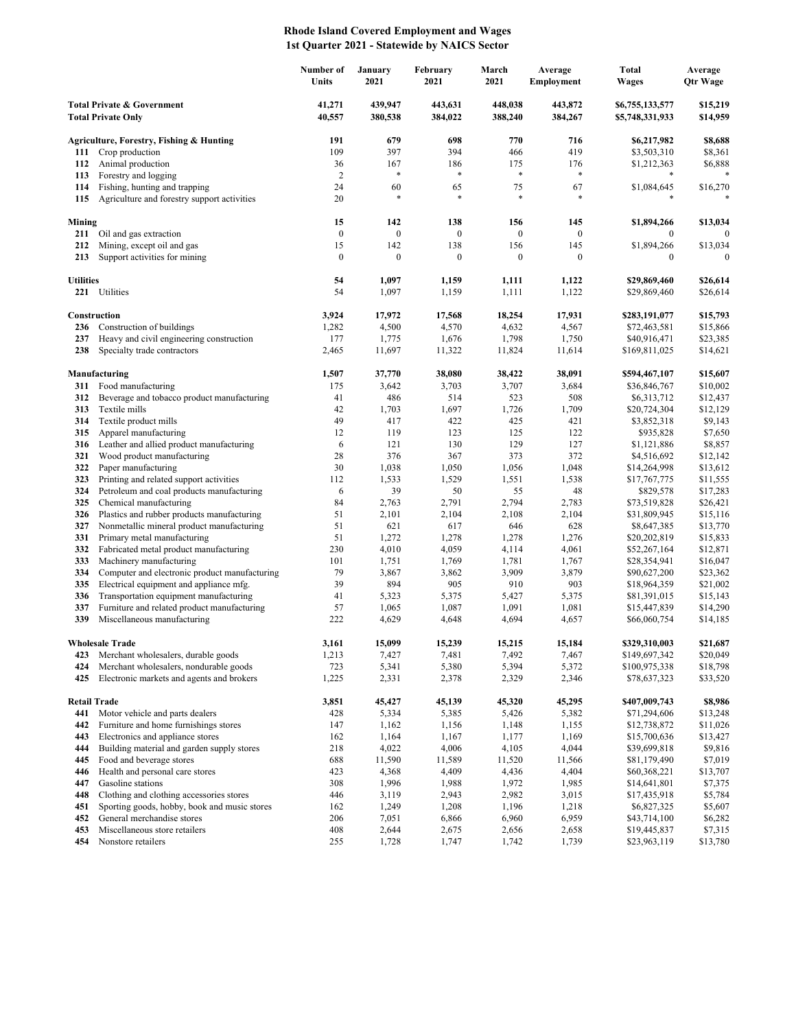# Rhode Island Covered Employment and Wages
## 1st Quarter 2021 - Statewide by NAICS Sector

| | | Number of Units | January 2021 | February 2021 | March 2021 | Average Employment | Total Wages | Average Qtr Wage |
|---|---|---|---|---|---|---|---|---|
| **Total Private & Government** | | **41,271** | **439,947** | **443,631** | **448,038** | **443,872** | **$6,755,133,577** | **$15,219** |
| **Total Private Only** | | **40,557** | **380,538** | **384,022** | **388,240** | **384,267** | **$5,748,331,933** | **$14,959** |
| **Agriculture, Forestry, Fishing & Hunting** | | **191** | **679** | **698** | **770** | **716** | **$6,217,982** | **$8,688** |
| **111** | Crop production | 109 | 397 | 394 | 466 | 419 | $3,503,310 | $8,361 |
| **112** | Animal production | 36 | 167 | 186 | 175 | 176 | $1,212,363 | $6,888 |
| **113** | Forestry and logging | 2 | * | * | * | * | * | * |
| **114** | Fishing, hunting and trapping | 24 | 60 | 65 | 75 | 67 | $1,084,645 | $16,270 |
| **115** | Agriculture and forestry support activities | 20 | * | * | * | * | * | * |
| **Mining** | | **15** | **142** | **138** | **156** | **145** | **$1,894,266** | **$13,034** |
| **211** | Oil and gas extraction | 0 | 0 | 0 | 0 | 0 | 0 | 0 |
| **212** | Mining, except oil and gas | 15 | 142 | 138 | 156 | 145 | $1,894,266 | $13,034 |
| **213** | Support activities for mining | 0 | 0 | 0 | 0 | 0 | 0 | 0 |
| **Utilities** | | **54** | **1,097** | **1,159** | **1,111** | **1,122** | **$29,869,460** | **$26,614** |
| **221** | Utilities | 54 | 1,097 | 1,159 | 1,111 | 1,122 | $29,869,460 | $26,614 |
| **Construction** | | **3,924** | **17,972** | **17,568** | **18,254** | **17,931** | **$283,191,077** | **$15,793** |
| **236** | Construction of buildings | 1,282 | 4,500 | 4,570 | 4,632 | 4,567 | $72,463,581 | $15,866 |
| **237** | Heavy and civil engineering construction | 177 | 1,775 | 1,676 | 1,798 | 1,750 | $40,916,471 | $23,385 |
| **238** | Specialty trade contractors | 2,465 | 11,697 | 11,322 | 11,824 | 11,614 | $169,811,025 | $14,621 |
| **Manufacturing** | | **1,507** | **37,770** | **38,080** | **38,422** | **38,091** | **$594,467,107** | **$15,607** |
| **311** | Food manufacturing | 175 | 3,642 | 3,703 | 3,707 | 3,684 | $36,846,767 | $10,002 |
| **312** | Beverage and tobacco product manufacturing | 41 | 486 | 514 | 523 | 508 | $6,313,712 | $12,437 |
| **313** | Textile mills | 42 | 1,703 | 1,697 | 1,726 | 1,709 | $20,724,304 | $12,129 |
| **314** | Textile product mills | 49 | 417 | 422 | 425 | 421 | $3,852,318 | $9,143 |
| **315** | Apparel manufacturing | 12 | 119 | 123 | 125 | 122 | $935,828 | $7,650 |
| **316** | Leather and allied product manufacturing | 6 | 121 | 130 | 129 | 127 | $1,121,886 | $8,857 |
| **321** | Wood product manufacturing | 28 | 376 | 367 | 373 | 372 | $4,516,692 | $12,142 |
| **322** | Paper manufacturing | 30 | 1,038 | 1,050 | 1,056 | 1,048 | $14,264,998 | $13,612 |
| **323** | Printing and related support activities | 112 | 1,533 | 1,529 | 1,551 | 1,538 | $17,767,775 | $11,555 |
| **324** | Petroleum and coal products manufacturing | 6 | 39 | 50 | 55 | 48 | $829,578 | $17,283 |
| **325** | Chemical manufacturing | 84 | 2,763 | 2,791 | 2,794 | 2,783 | $73,519,828 | $26,421 |
| **326** | Plastics and rubber products manufacturing | 51 | 2,101 | 2,104 | 2,108 | 2,104 | $31,809,945 | $15,116 |
| **327** | Nonmetallic mineral product manufacturing | 51 | 621 | 617 | 646 | 628 | $8,647,385 | $13,770 |
| **331** | Primary metal manufacturing | 51 | 1,272 | 1,278 | 1,278 | 1,276 | $20,202,819 | $15,833 |
| **332** | Fabricated metal product manufacturing | 230 | 4,010 | 4,059 | 4,114 | 4,061 | $52,267,164 | $12,871 |
| **333** | Machinery manufacturing | 101 | 1,751 | 1,769 | 1,781 | 1,767 | $28,354,941 | $16,047 |
| **334** | Computer and electronic product manufacturing | 79 | 3,867 | 3,862 | 3,909 | 3,879 | $90,627,200 | $23,362 |
| **335** | Electrical equipment and appliance mfg. | 39 | 894 | 905 | 910 | 903 | $18,964,359 | $21,002 |
| **336** | Transportation equipment manufacturing | 41 | 5,323 | 5,375 | 5,427 | 5,375 | $81,391,015 | $15,143 |
| **337** | Furniture and related product manufacturing | 57 | 1,065 | 1,087 | 1,091 | 1,081 | $15,447,839 | $14,290 |
| **339** | Miscellaneous manufacturing | 222 | 4,629 | 4,648 | 4,694 | 4,657 | $66,060,754 | $14,185 |
| **Wholesale Trade** | | **3,161** | **15,099** | **15,239** | **15,215** | **15,184** | **$329,310,003** | **$21,687** |
| **423** | Merchant wholesalers, durable goods | 1,213 | 7,427 | 7,481 | 7,492 | 7,467 | $149,697,342 | $20,049 |
| **424** | Merchant wholesalers, nondurable goods | 723 | 5,341 | 5,380 | 5,394 | 5,372 | $100,975,338 | $18,798 |
| **425** | Electronic markets and agents and brokers | 1,225 | 2,331 | 2,378 | 2,329 | 2,346 | $78,637,323 | $33,520 |
| **Retail Trade** | | **3,851** | **45,427** | **45,139** | **45,320** | **45,295** | **$407,009,743** | **$8,986** |
| **441** | Motor vehicle and parts dealers | 428 | 5,334 | 5,385 | 5,426 | 5,382 | $71,294,606 | $13,248 |
| **442** | Furniture and home furnishings stores | 147 | 1,162 | 1,156 | 1,148 | 1,155 | $12,738,872 | $11,026 |
| **443** | Electronics and appliance stores | 162 | 1,164 | 1,167 | 1,177 | 1,169 | $15,700,636 | $13,427 |
| **444** | Building material and garden supply stores | 218 | 4,022 | 4,006 | 4,105 | 4,044 | $39,699,818 | $9,816 |
| **445** | Food and beverage stores | 688 | 11,590 | 11,589 | 11,520 | 11,566 | $81,179,490 | $7,019 |
| **446** | Health and personal care stores | 423 | 4,368 | 4,409 | 4,436 | 4,404 | $60,368,221 | $13,707 |
| **447** | Gasoline stations | 308 | 1,996 | 1,988 | 1,972 | 1,985 | $14,641,801 | $7,375 |
| **448** | Clothing and clothing accessories stores | 446 | 3,119 | 2,943 | 2,982 | 3,015 | $17,435,918 | $5,784 |
| **451** | Sporting goods, hobby, book and music stores | 162 | 1,249 | 1,208 | 1,196 | 1,218 | $6,827,325 | $5,607 |
| **452** | General merchandise stores | 206 | 7,051 | 6,866 | 6,960 | 6,959 | $43,714,100 | $6,282 |
| **453** | Miscellaneous store retailers | 408 | 2,644 | 2,675 | 2,656 | 2,658 | $19,445,837 | $7,315 |
| **454** | Nonstore retailers | 255 | 1,728 | 1,747 | 1,742 | 1,739 | $23,963,119 | $13,780 |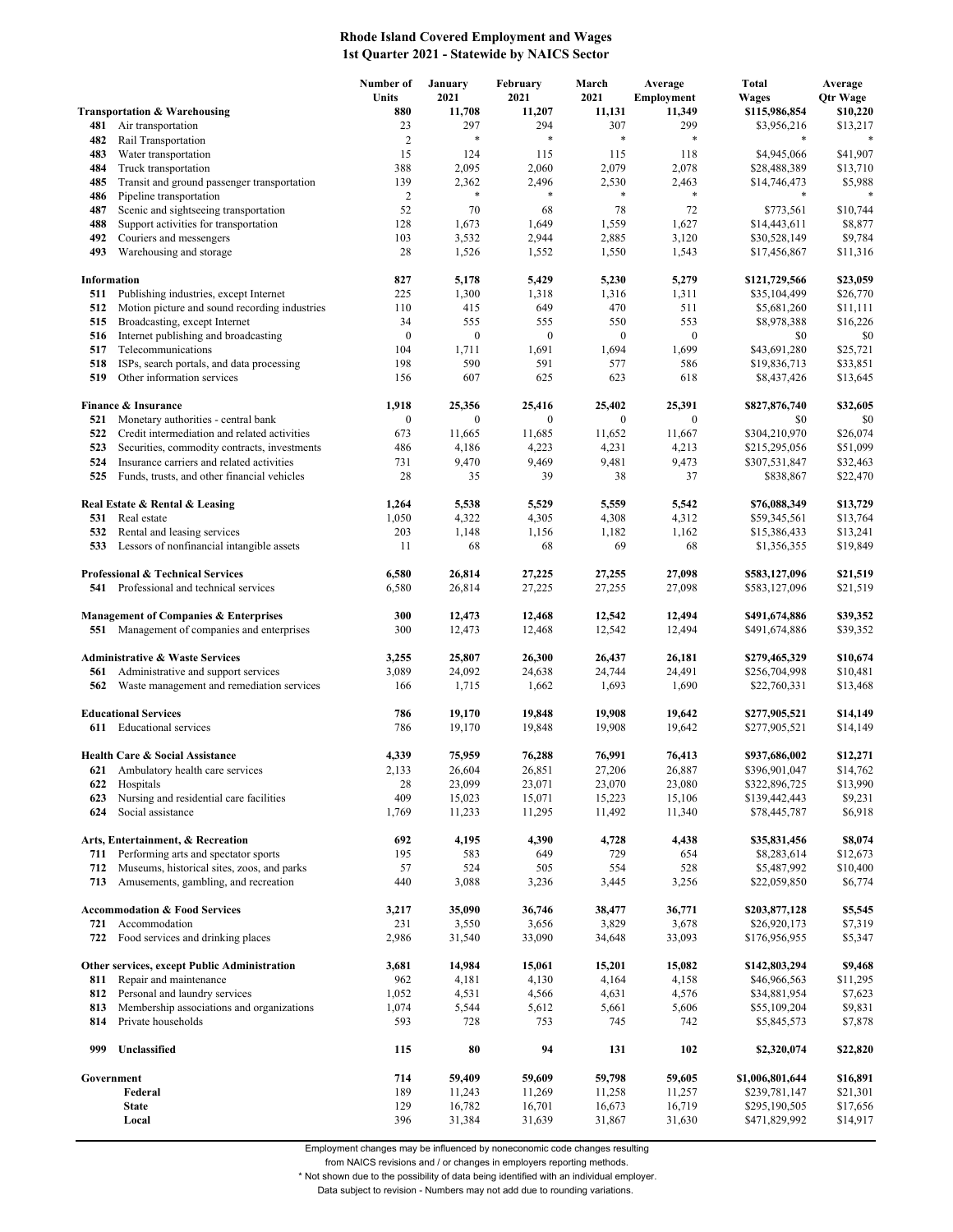# Rhode Island Covered Employment and Wages
## 1st Quarter 2021 - Statewide by NAICS Sector

| | | Number of Units | January 2021 | February 2021 | March 2021 | Average Employment | Total Wages | Average Qtr Wage |
|---|---|---|---|---|---|---|---|---|
| **Transportation & Warehousing** | | **880** | **11,708** | **11,207** | **11,131** | **11,349** | **$115,986,854** | **$10,220** |
| **481** | Air transportation | 23 | 297 | 294 | 307 | 299 | $3,956,216 | $13,217 |
| **482** | Rail Transportation | 2 | * | * | * | * | * | * |
| **483** | Water transportation | 15 | 124 | 115 | 115 | 118 | $4,945,066 | $41,907 |
| **484** | Truck transportation | 388 | 2,095 | 2,060 | 2,079 | 2,078 | $28,488,389 | $13,710 |
| **485** | Transit and ground passenger transportation | 139 | 2,362 | 2,496 | 2,530 | 2,463 | $14,746,473 | $5,988 |
| **486** | Pipeline transportation | 2 | * | * | * | * | * | * |
| **487** | Scenic and sightseeing transportation | 52 | 70 | 68 | 78 | 72 | $773,561 | $10,744 |
| **488** | Support activities for transportation | 128 | 1,673 | 1,649 | 1,559 | 1,627 | $14,443,611 | $8,877 |
| **492** | Couriers and messengers | 103 | 3,532 | 2,944 | 2,885 | 3,120 | $30,528,149 | $9,784 |
| **493** | Warehousing and storage | 28 | 1,526 | 1,552 | 1,550 | 1,543 | $17,456,867 | $11,316 |
| **Information** | | **827** | **5,178** | **5,429** | **5,230** | **5,279** | **$121,729,566** | **$23,059** |
| **511** | Publishing industries, except Internet | 225 | 1,300 | 1,318 | 1,316 | 1,311 | $35,104,499 | $26,770 |
| **512** | Motion picture and sound recording industries | 110 | 415 | 649 | 470 | 511 | $5,681,260 | $11,111 |
| **515** | Broadcasting, except Internet | 34 | 555 | 555 | 550 | 553 | $8,978,388 | $16,226 |
| **516** | Internet publishing and broadcasting | 0 | 0 | 0 | 0 | 0 | $0 | $0 |
| **517** | Telecommunications | 104 | 1,711 | 1,691 | 1,694 | 1,699 | $43,691,280 | $25,721 |
| **518** | ISPs, search portals, and data processing | 198 | 590 | 591 | 577 | 586 | $19,836,713 | $33,851 |
| **519** | Other information services | 156 | 607 | 625 | 623 | 618 | $8,437,426 | $13,645 |
| **Finance & Insurance** | | **1,918** | **25,356** | **25,416** | **25,402** | **25,391** | **$827,876,740** | **$32,605** |
| **521** | Monetary authorities - central bank | 0 | 0 | 0 | 0 | 0 | $0 | $0 |
| **522** | Credit intermediation and related activities | 673 | 11,665 | 11,685 | 11,652 | 11,667 | $304,210,970 | $26,074 |
| **523** | Securities, commodity contracts, investments | 486 | 4,186 | 4,223 | 4,231 | 4,213 | $215,295,056 | $51,099 |
| **524** | Insurance carriers and related activities | 731 | 9,470 | 9,469 | 9,481 | 9,473 | $307,531,847 | $32,463 |
| **525** | Funds, trusts, and other financial vehicles | 28 | 35 | 39 | 38 | 37 | $838,867 | $22,470 |
| **Real Estate & Rental & Leasing** | | **1,264** | **5,538** | **5,529** | **5,559** | **5,542** | **$76,088,349** | **$13,729** |
| **531** | Real estate | 1,050 | 4,322 | 4,305 | 4,308 | 4,312 | $59,345,561 | $13,764 |
| **532** | Rental and leasing services | 203 | 1,148 | 1,156 | 1,182 | 1,162 | $15,386,433 | $13,241 |
| **533** | Lessors of nonfinancial intangible assets | 11 | 68 | 68 | 69 | 68 | $1,356,355 | $19,849 |
| **Professional & Technical Services** | | **6,580** | **26,814** | **27,225** | **27,255** | **27,098** | **$583,127,096** | **$21,519** |
| **541** | Professional and technical services | 6,580 | 26,814 | 27,225 | 27,255 | 27,098 | $583,127,096 | $21,519 |
| **Management of Companies & Enterprises** | | **300** | **12,473** | **12,468** | **12,542** | **12,494** | **$491,674,886** | **$39,352** |
| **551** | Management of companies and enterprises | 300 | 12,473 | 12,468 | 12,542 | 12,494 | $491,674,886 | $39,352 |
| **Administrative & Waste Services** | | **3,255** | **25,807** | **26,300** | **26,437** | **26,181** | **$279,465,329** | **$10,674** |
| **561** | Administrative and support services | 3,089 | 24,092 | 24,638 | 24,744 | 24,491 | $256,704,998 | $10,481 |
| **562** | Waste management and remediation services | 166 | 1,715 | 1,662 | 1,693 | 1,690 | $22,760,331 | $13,468 |
| **Educational Services** | | **786** | **19,170** | **19,848** | **19,908** | **19,642** | **$277,905,521** | **$14,149** |
| **611** | Educational services | 786 | 19,170 | 19,848 | 19,908 | 19,642 | $277,905,521 | $14,149 |
| **Health Care & Social Assistance** | | **4,339** | **75,959** | **76,288** | **76,991** | **76,413** | **$937,686,002** | **$12,271** |
| **621** | Ambulatory health care services | 2,133 | 26,604 | 26,851 | 27,206 | 26,887 | $396,901,047 | $14,762 |
| **622** | Hospitals | 28 | 23,099 | 23,071 | 23,070 | 23,080 | $322,896,725 | $13,990 |
| **623** | Nursing and residential care facilities | 409 | 15,023 | 15,071 | 15,223 | 15,106 | $139,442,443 | $9,231 |
| **624** | Social assistance | 1,769 | 11,233 | 11,295 | 11,492 | 11,340 | $78,445,787 | $6,918 |
| **Arts, Entertainment, & Recreation** | | **692** | **4,195** | **4,390** | **4,728** | **4,438** | **$35,831,456** | **$8,074** |
| **711** | Performing arts and spectator sports | 195 | 583 | 649 | 729 | 654 | $8,283,614 | $12,673 |
| **712** | Museums, historical sites, zoos, and parks | 57 | 524 | 505 | 554 | 528 | $5,487,992 | $10,400 |
| **713** | Amusements, gambling, and recreation | 440 | 3,088 | 3,236 | 3,445 | 3,256 | $22,059,850 | $6,774 |
| **Accommodation & Food Services** | | **3,217** | **35,090** | **36,746** | **38,477** | **36,771** | **$203,877,128** | **$5,545** |
| **721** | Accommodation | 231 | 3,550 | 3,656 | 3,829 | 3,678 | $26,920,173 | $7,319 |
| **722** | Food services and drinking places | 2,986 | 31,540 | 33,090 | 34,648 | 33,093 | $176,956,955 | $5,347 |
| **Other services, except Public Administration** | | **3,681** | **14,984** | **15,061** | **15,201** | **15,082** | **$142,803,294** | **$9,468** |
| **811** | Repair and maintenance | 962 | 4,181 | 4,130 | 4,164 | 4,158 | $46,966,563 | $11,295 |
| **812** | Personal and laundry services | 1,052 | 4,531 | 4,566 | 4,631 | 4,576 | $34,881,954 | $7,623 |
| **813** | Membership associations and organizations | 1,074 | 5,544 | 5,612 | 5,661 | 5,606 | $55,109,204 | $9,831 |
| **814** | Private households | 593 | 728 | 753 | 745 | 742 | $5,845,573 | $7,878 |
| **999** | **Unclassified** | **115** | **80** | **94** | **131** | **102** | **$2,320,074** | **$22,820** |
| **Government** | | **714** | **59,409** | **59,609** | **59,798** | **59,605** | **$1,006,801,644** | **$16,891** |
| | **Federal** | 189 | 11,243 | 11,269 | 11,258 | 11,257 | $239,781,147 | $21,301 |
| | **State** | 129 | 16,782 | 16,701 | 16,673 | 16,719 | $295,190,505 | $17,656 |
| | **Local** | 396 | 31,384 | 31,639 | 31,867 | 31,630 | $471,829,992 | $14,917 |

Employment changes may be influenced by noneconomic code changes resulting from NAICS revisions and / or changes in employers reporting methods.

* Not shown due to the possibility of data being identified with an individual employer.

Data subject to revision - Numbers may not add due to rounding variations.